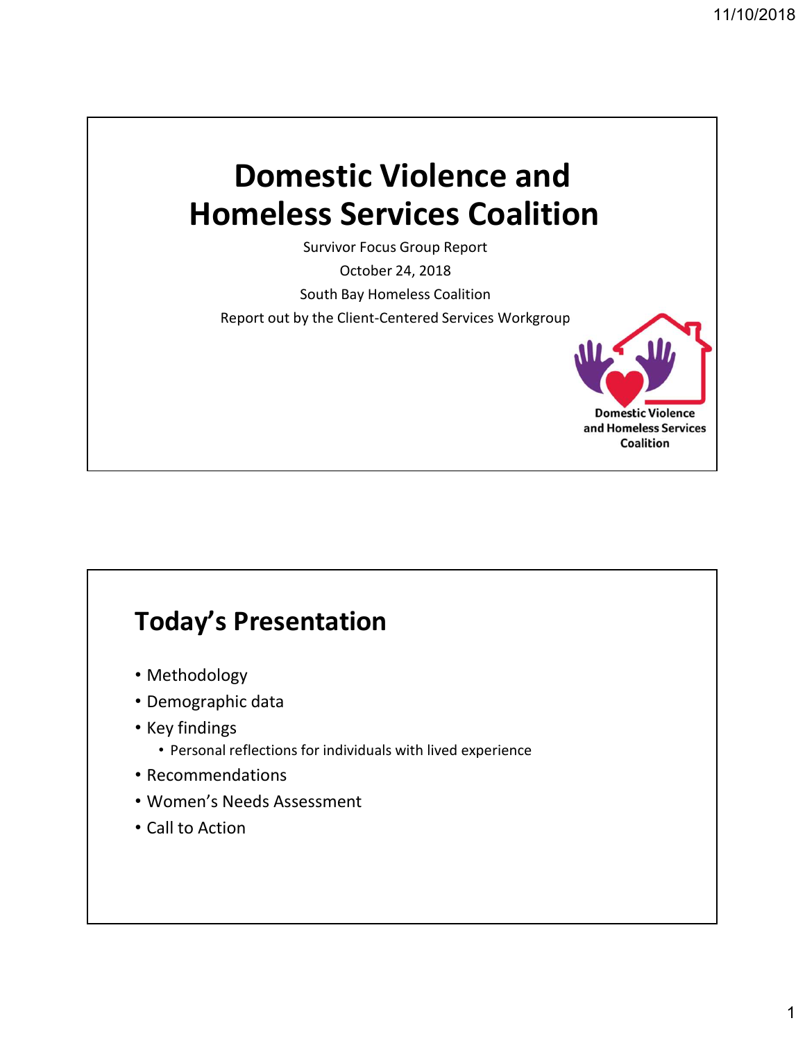# Domestic Violence and Homeless Services Coalition

Survivor Focus Group Report

October 24, 2018

South Bay Homeless Coalition

Report out by the Client-Centered Services Workgroup

Domestic Violence and Homeless Services Coalition

## Today's Presentation

- Methodology
- Demographic data
- Key findings
  - Personal reflections for individuals with lived experience
- Recommendations
- Women's Needs Assessment
- Call to Action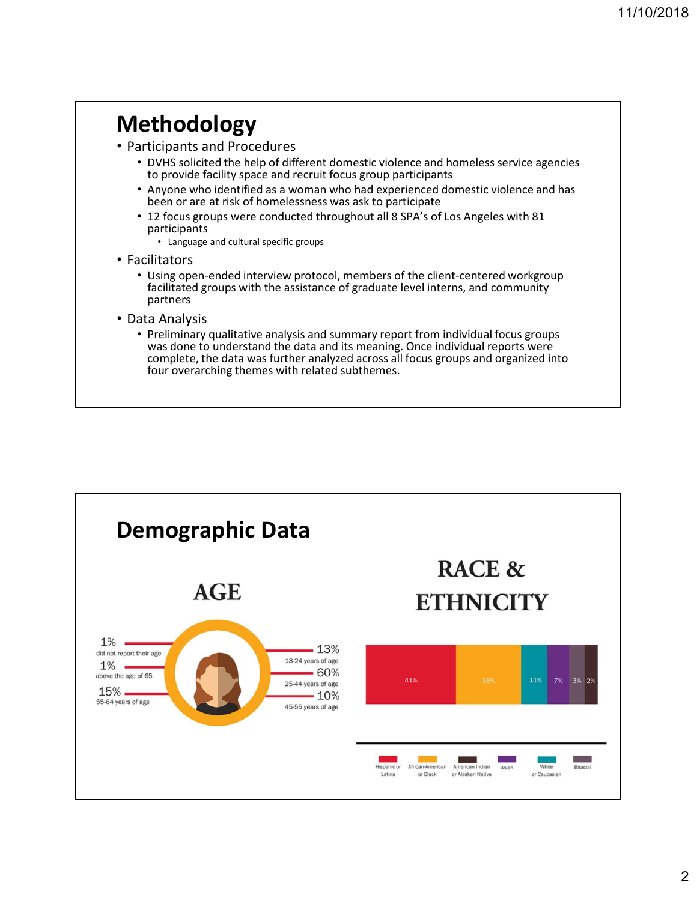# Methodology

- Participants and Procedures
  - DVHS solicited the help of different domestic violence and homeless service agencies to provide facility space and recruit focus group participants
  - Anyone who identified as a woman who had experienced domestic violence and has been or are at risk of homelessness was ask to participate
  - 12 focus groups were conducted throughout all 8 SPA's of Los Angeles with 81 participants
    - Language and cultural specific groups
- Facilitators
  - Using open-ended interview protocol, members of the client-centered workgroup facilitated groups with the assistance of graduate level interns, and community partners
- Data Analysis
  - Preliminary qualitative analysis and summary report from individual focus groups was done to understand the data and its meaning. Once individual reports were complete, the data was further analyzed across all focus groups and organized into four overarching themes with related subthemes.

# Demographic Data

## AGE

- 1% did not report their age
- 1% above the age of 65
- 15% 55-64 years of age
- 13% 18-24 years of age
- 60% 25-44 years of age
- 10% 45-55 years of age

## RACE & ETHNICITY

- 41% Hispanic or Latina
- 36% African-American or Black
- 11% White or Caucasian
- 7% Asian
- 3% Biracial
- 2% American Indian or Alaskan Native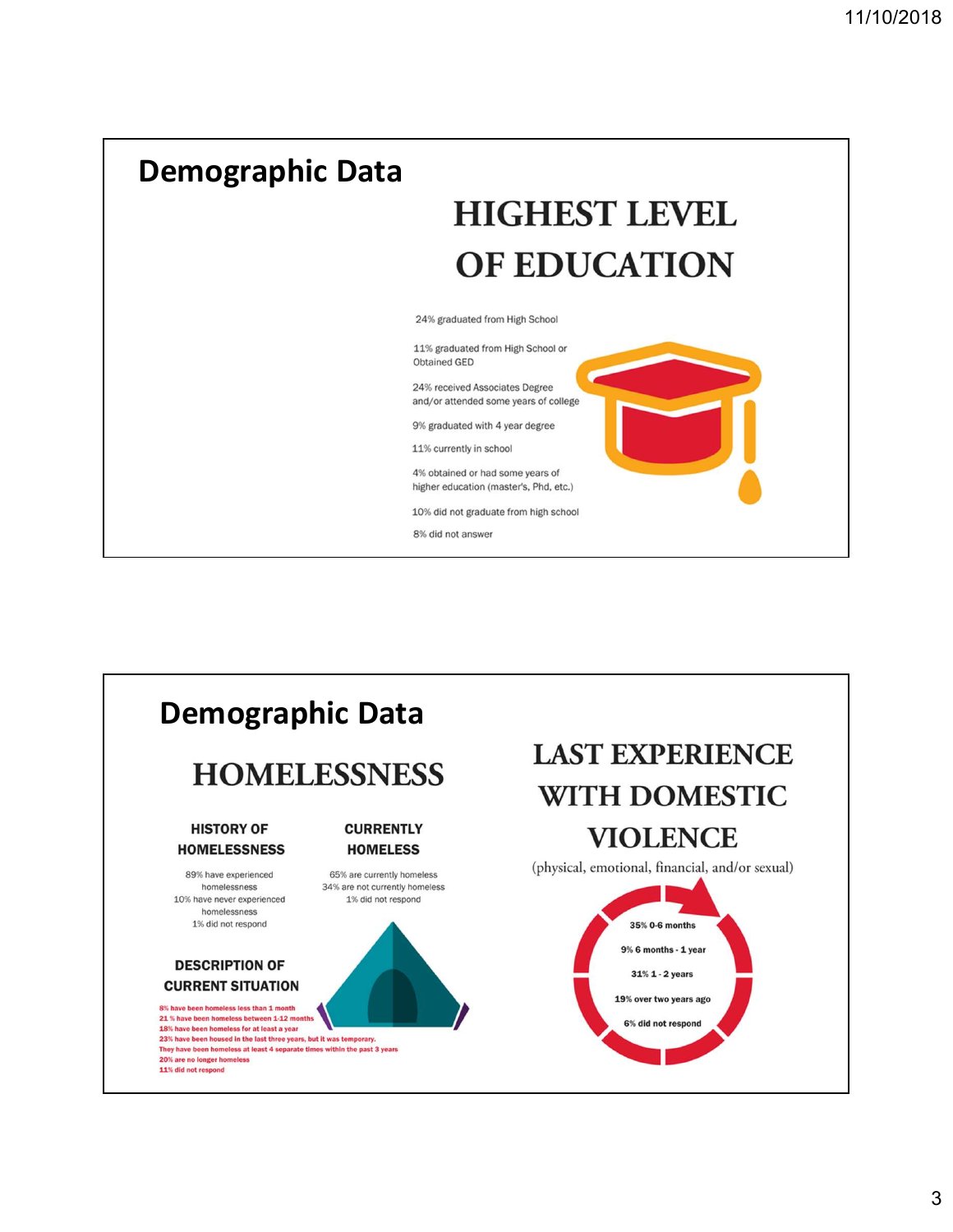## Demographic Data

### HIGHEST LEVEL OF EDUCATION

24% graduated from High School

11% graduated from High School or Obtained GED

24% received Associates Degree and/or attended some years of college

9% graduated with 4 year degree

11% currently in school

4% obtained or had some years of higher education (master's, Phd, etc.)

10% did not graduate from high school

8% did not answer

## Demographic Data

### HOMELESSNESS

**HISTORY OF HOMELESSNESS**

89% have experienced homelessness
10% have never experienced homelessness
1% did not respond

**CURRENTLY HOMELESS**

65% are currently homeless
34% are not currently homeless
1% did not respond

**DESCRIPTION OF CURRENT SITUATION**

8% have been homeless less than 1 month
21 % have been homeless between 1-12 months
18% have been homeless for at least a year
23% have been housed in the last three years, but it was temporary.
They have been homeless at least 4 separate times within the past 3 years
20% are no longer homeless
11% did not respond

### LAST EXPERIENCE WITH DOMESTIC VIOLENCE

(physical, emotional, financial, and/or sexual)

35% 0-6 months
9% 6 months - 1 year
31% 1 - 2 years
19% over two years ago
6% did not respond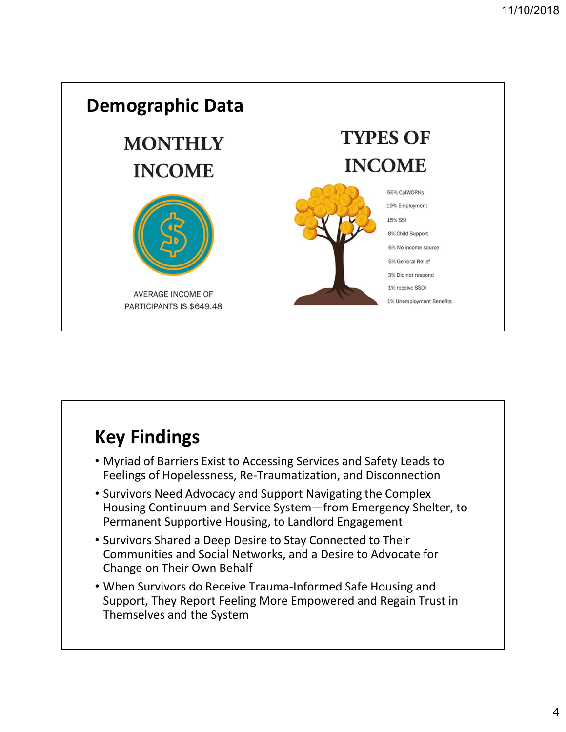## Demographic Data

### MONTHLY INCOME

AVERAGE INCOME OF PARTICIPANTS IS $649.48

### TYPES OF INCOME

- 56% CalWORKs
- 19% Employment
- 15% SSI
- 8% Child Support
- 6% No income source
- 5% General Relief
- 3% Did not respond
- 1% receive SSDI
- 1% Unemployment Benefits

## Key Findings

- Myriad of Barriers Exist to Accessing Services and Safety Leads to Feelings of Hopelessness, Re-Traumatization, and Disconnection
- Survivors Need Advocacy and Support Navigating the Complex Housing Continuum and Service System—from Emergency Shelter, to Permanent Supportive Housing, to Landlord Engagement
- Survivors Shared a Deep Desire to Stay Connected to Their Communities and Social Networks, and a Desire to Advocate for Change on Their Own Behalf
- When Survivors do Receive Trauma-Informed Safe Housing and Support, They Report Feeling More Empowered and Regain Trust in Themselves and the System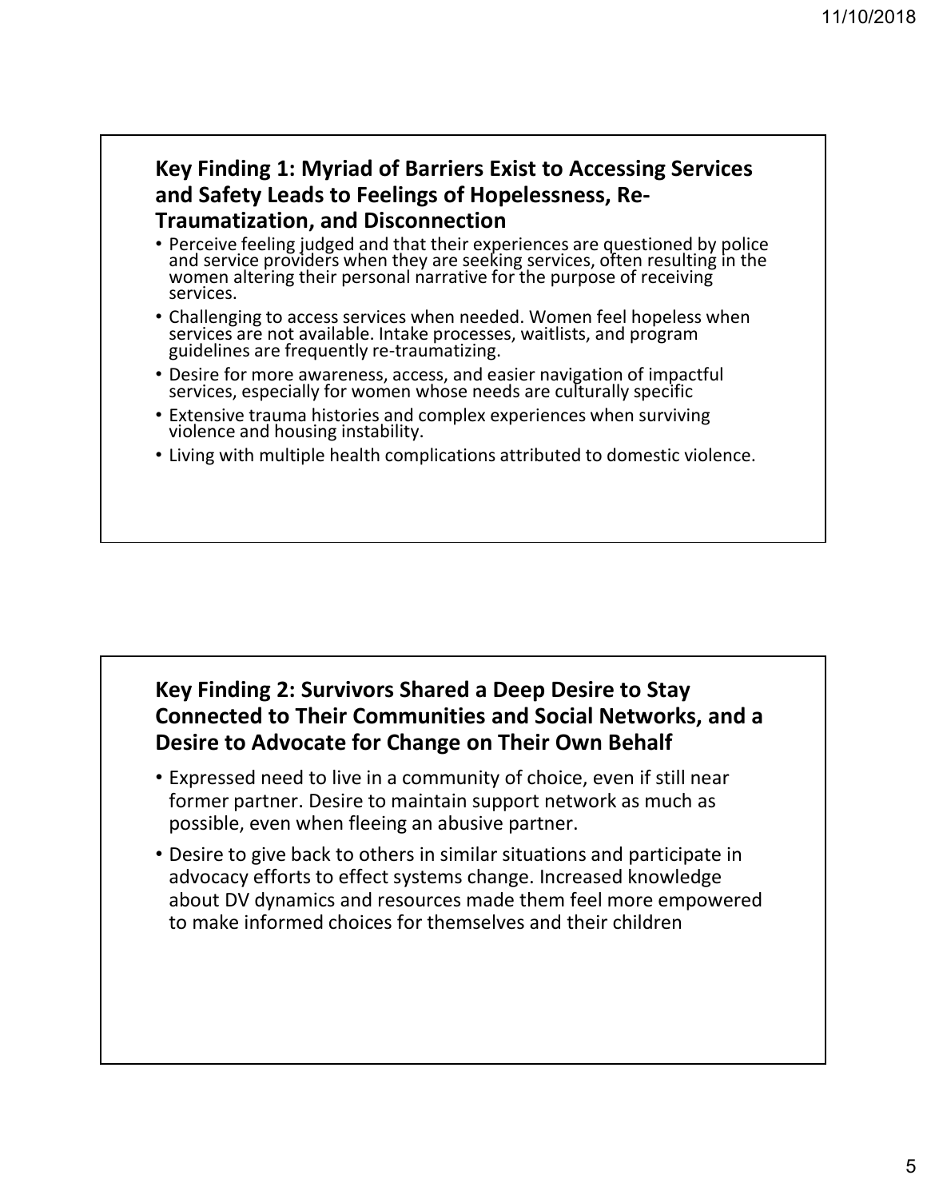## Key Finding 1: Myriad of Barriers Exist to Accessing Services and Safety Leads to Feelings of Hopelessness, Re-Traumatization, and Disconnection

- Perceive feeling judged and that their experiences are questioned by police and service providers when they are seeking services, often resulting in the women altering their personal narrative for the purpose of receiving services.
- Challenging to access services when needed. Women feel hopeless when services are not available. Intake processes, waitlists, and program guidelines are frequently re-traumatizing.
- Desire for more awareness, access, and easier navigation of impactful services, especially for women whose needs are culturally specific
- Extensive trauma histories and complex experiences when surviving violence and housing instability.
- Living with multiple health complications attributed to domestic violence.

## Key Finding 2: Survivors Shared a Deep Desire to Stay Connected to Their Communities and Social Networks, and a Desire to Advocate for Change on Their Own Behalf

- Expressed need to live in a community of choice, even if still near former partner. Desire to maintain support network as much as possible, even when fleeing an abusive partner.
- Desire to give back to others in similar situations and participate in advocacy efforts to effect systems change. Increased knowledge about DV dynamics and resources made them feel more empowered to make informed choices for themselves and their children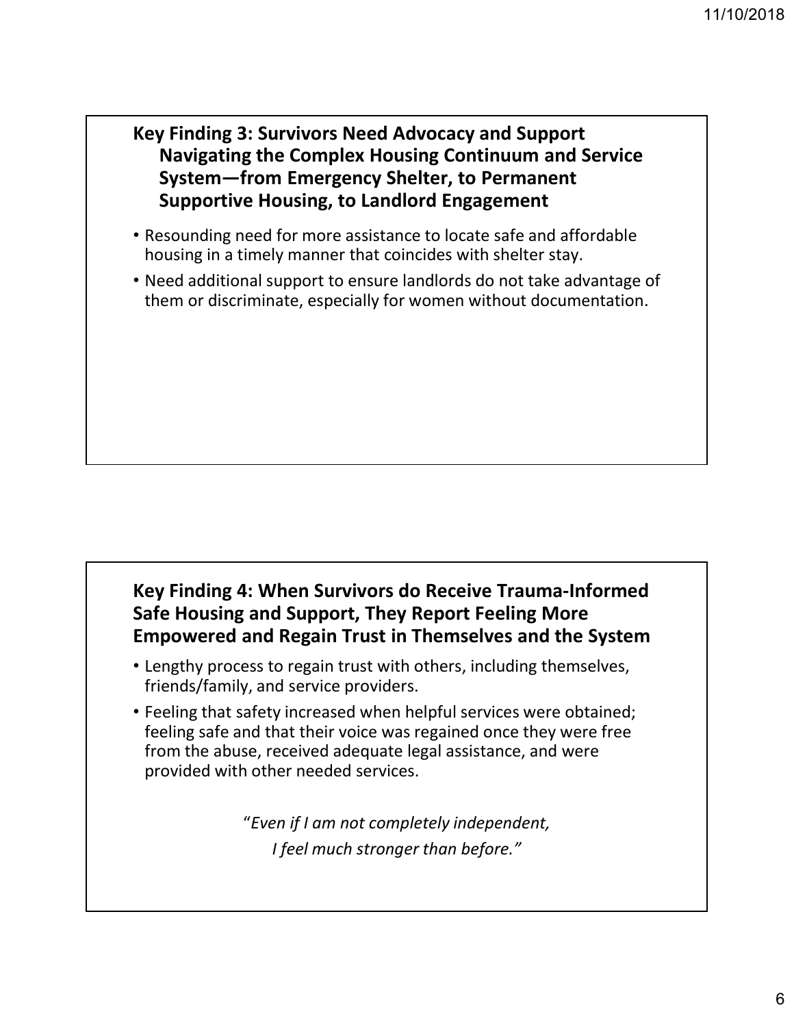## Key Finding 3: Survivors Need Advocacy and Support Navigating the Complex Housing Continuum and Service System—from Emergency Shelter, to Permanent Supportive Housing, to Landlord Engagement

- Resounding need for more assistance to locate safe and affordable housing in a timely manner that coincides with shelter stay.
- Need additional support to ensure landlords do not take advantage of them or discriminate, especially for women without documentation.

## Key Finding 4: When Survivors do Receive Trauma-Informed Safe Housing and Support, They Report Feeling More Empowered and Regain Trust in Themselves and the System

- Lengthy process to regain trust with others, including themselves, friends/family, and service providers.
- Feeling that safety increased when helpful services were obtained; feeling safe and that their voice was regained once they were free from the abuse, received adequate legal assistance, and were provided with other needed services.

"*Even if I am not completely independent,*
*I feel much stronger than before.*"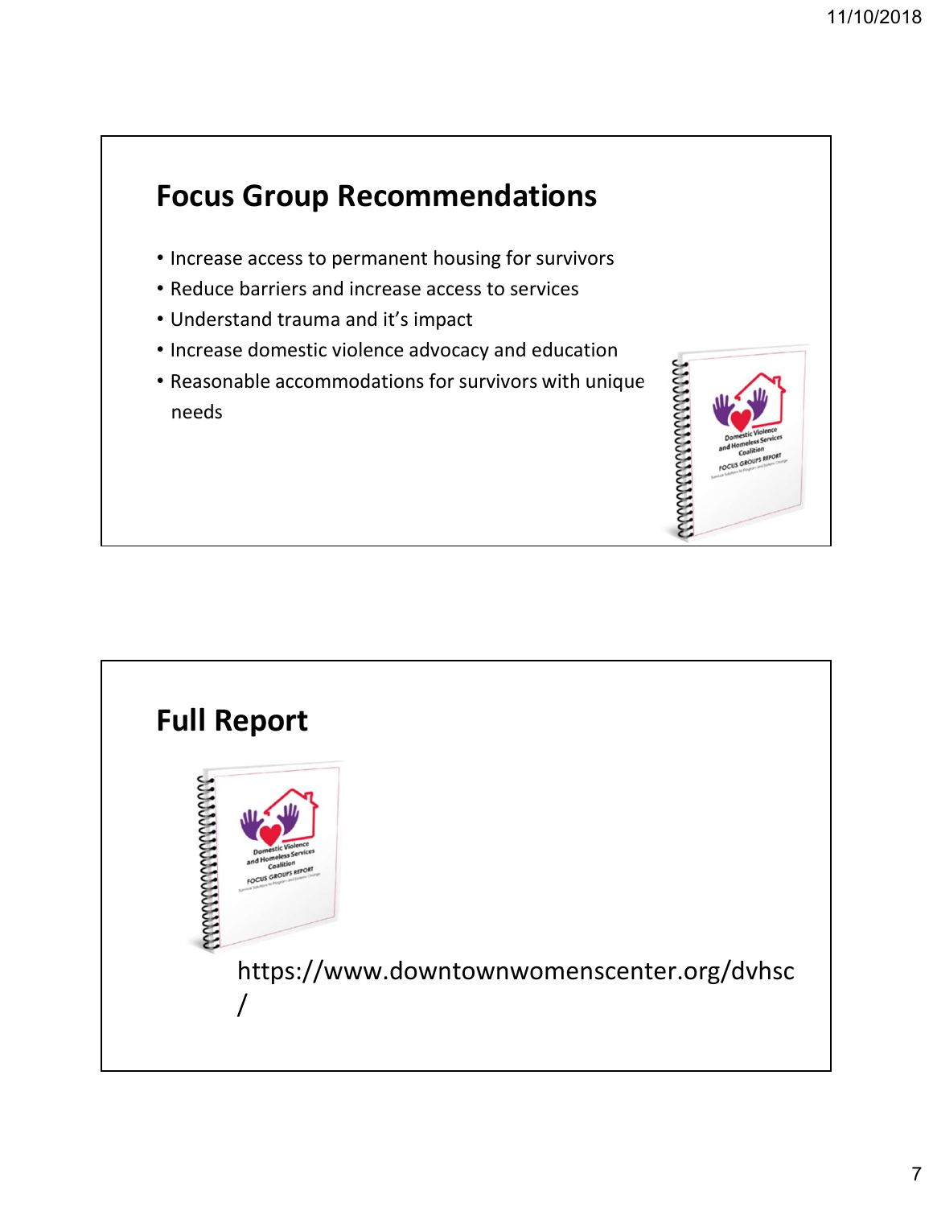## Focus Group Recommendations

- Increase access to permanent housing for survivors
- Reduce barriers and increase access to services
- Understand trauma and it's impact
- Increase domestic violence advocacy and education
- Reasonable accommodations for survivors with unique needs

## Full Report

https://www.downtownwomenscenter.org/dvhsc/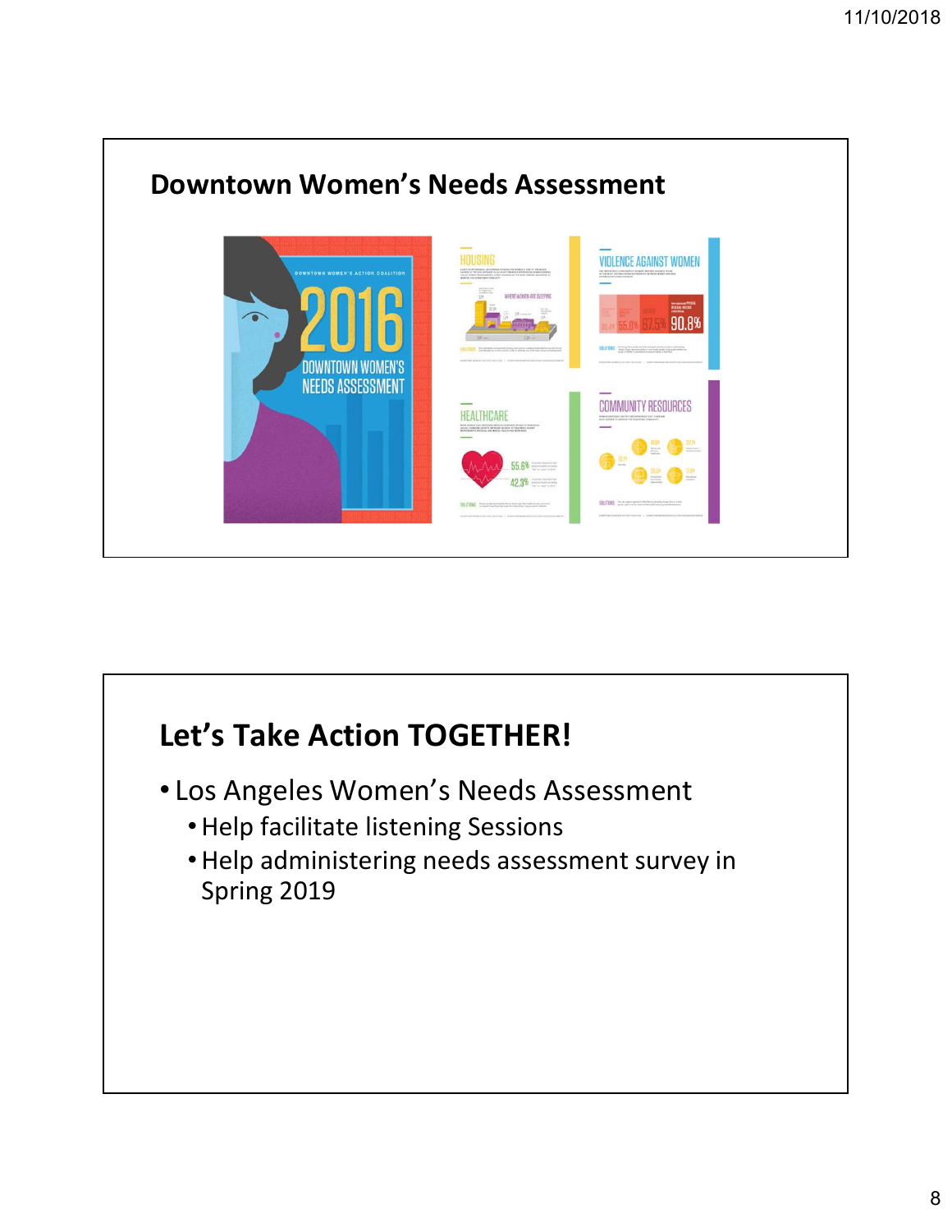## Downtown Women's Needs Assessment

## Let's Take Action TOGETHER!

- Los Angeles Women's Needs Assessment
  - Help facilitate listening Sessions
  - Help administering needs assessment survey in Spring 2019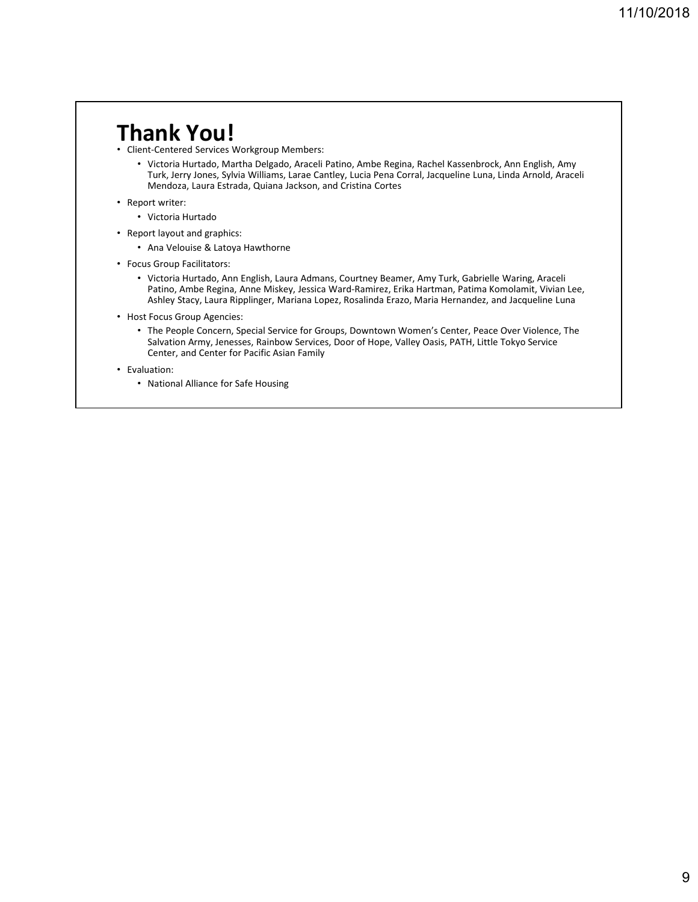# Thank You!

- Client-Centered Services Workgroup Members:
  - Victoria Hurtado, Martha Delgado, Araceli Patino, Ambe Regina, Rachel Kassenbrock, Ann English, Amy Turk, Jerry Jones, Sylvia Williams, Larae Cantley, Lucia Pena Corral, Jacqueline Luna, Linda Arnold, Araceli Mendoza, Laura Estrada, Quiana Jackson, and Cristina Cortes
- Report writer:
  - Victoria Hurtado
- Report layout and graphics:
  - Ana Velouise & Latoya Hawthorne
- Focus Group Facilitators:
  - Victoria Hurtado, Ann English, Laura Admans, Courtney Beamer, Amy Turk, Gabrielle Waring, Araceli Patino, Ambe Regina, Anne Miskey, Jessica Ward-Ramirez, Erika Hartman, Patima Komolamit, Vivian Lee, Ashley Stacy, Laura Ripplinger, Mariana Lopez, Rosalinda Erazo, Maria Hernandez, and Jacqueline Luna
- Host Focus Group Agencies:
  - The People Concern, Special Service for Groups, Downtown Women's Center, Peace Over Violence, The Salvation Army, Jenesses, Rainbow Services, Door of Hope, Valley Oasis, PATH, Little Tokyo Service Center, and Center for Pacific Asian Family
- Evaluation:
  - National Alliance for Safe Housing